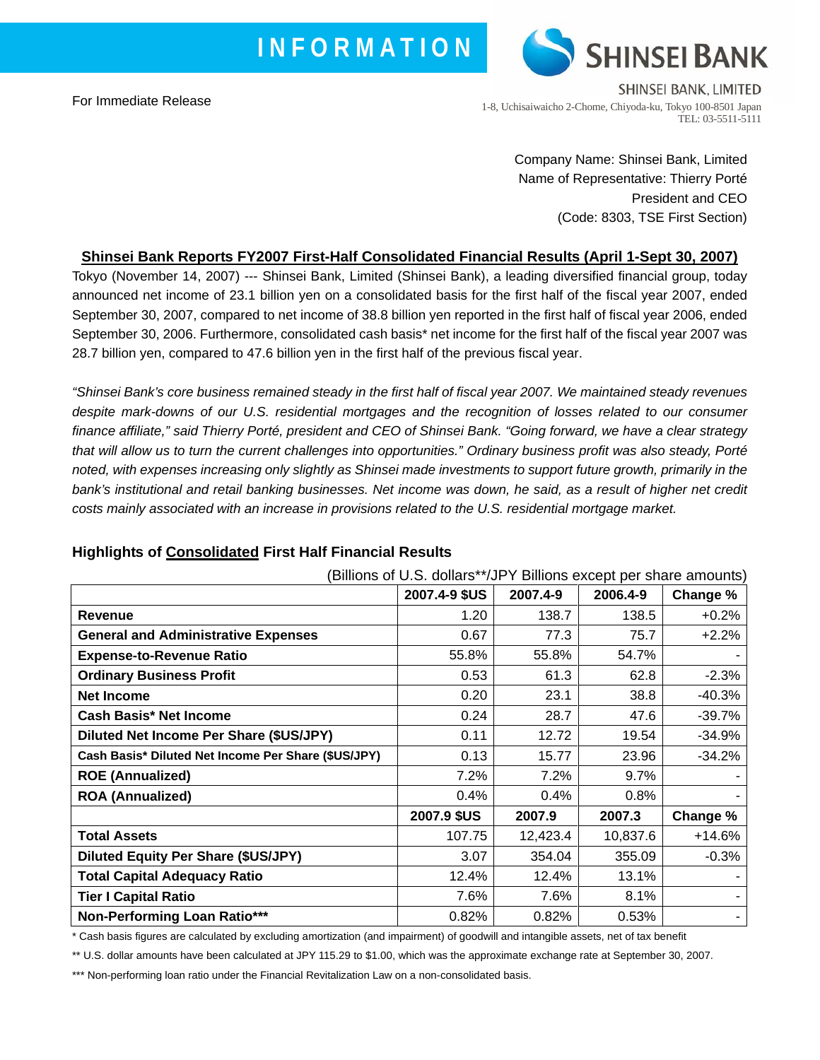**INFORMATION**

**SHINSEI BANK**

SHINSEI BANK, LIMITED
1-8, Uchisaiwaicho 2-Chome, Chiyoda-ku, Tokyo 100-8501 Japan
TEL: 03-5511-5111

For Immediate Release

Company Name: Shinsei Bank, Limited
Name of Representative: Thierry Porté
President and CEO
(Code: 8303, TSE First Section)

## Shinsei Bank Reports FY2007 First-Half Consolidated Financial Results (April 1-Sept 30, 2007)

Tokyo (November 14, 2007) --- Shinsei Bank, Limited (Shinsei Bank), a leading diversified financial group, today announced net income of 23.1 billion yen on a consolidated basis for the first half of the fiscal year 2007, ended September 30, 2007, compared to net income of 38.8 billion yen reported in the first half of fiscal year 2006, ended September 30, 2006. Furthermore, consolidated cash basis* net income for the first half of the fiscal year 2007 was 28.7 billion yen, compared to 47.6 billion yen in the first half of the previous fiscal year.

*"Shinsei Bank's core business remained steady in the first half of fiscal year 2007. We maintained steady revenues despite mark-downs of our U.S. residential mortgages and the recognition of losses related to our consumer finance affiliate," said Thierry Porté, president and CEO of Shinsei Bank. "Going forward, we have a clear strategy that will allow us to turn the current challenges into opportunities." Ordinary business profit was also steady, Porté noted, with expenses increasing only slightly as Shinsei made investments to support future growth, primarily in the bank's institutional and retail banking businesses. Net income was down, he said, as a result of higher net credit costs mainly associated with an increase in provisions related to the U.S. residential mortgage market.*

### Highlights of Consolidated First Half Financial Results

(Billions of U.S. dollars**/JPY Billions except per share amounts)

| | 2007.4-9 $US | 2007.4-9 | 2006.4-9 | Change % |
|---|---|---|---|---|
| **Revenue** | 1.20 | 138.7 | 138.5 | +0.2% |
| **General and Administrative Expenses** | 0.67 | 77.3 | 75.7 | +2.2% |
| **Expense-to-Revenue Ratio** | 55.8% | 55.8% | 54.7% | - |
| **Ordinary Business Profit** | 0.53 | 61.3 | 62.8 | -2.3% |
| **Net Income** | 0.20 | 23.1 | 38.8 | -40.3% |
| **Cash Basis* Net Income** | 0.24 | 28.7 | 47.6 | -39.7% |
| **Diluted Net Income Per Share ($US/JPY)** | 0.11 | 12.72 | 19.54 | -34.9% |
| **Cash Basis* Diluted Net Income Per Share ($US/JPY)** | 0.13 | 15.77 | 23.96 | -34.2% |
| **ROE (Annualized)** | 7.2% | 7.2% | 9.7% | - |
| **ROA (Annualized)** | 0.4% | 0.4% | 0.8% | - |
| | **2007.9 $US** | **2007.9** | **2007.3** | **Change %** |
| **Total Assets** | 107.75 | 12,423.4 | 10,837.6 | +14.6% |
| **Diluted Equity Per Share ($US/JPY)** | 3.07 | 354.04 | 355.09 | -0.3% |
| **Total Capital Adequacy Ratio** | 12.4% | 12.4% | 13.1% | - |
| **Tier I Capital Ratio** | 7.6% | 7.6% | 8.1% | - |
| **Non-Performing Loan Ratio*** ** | 0.82% | 0.82% | 0.53% | - |

\* Cash basis figures are calculated by excluding amortization (and impairment) of goodwill and intangible assets, net of tax benefit

** U.S. dollar amounts have been calculated at JPY 115.29 to $1.00, which was the approximate exchange rate at September 30, 2007.

*** Non-performing loan ratio under the Financial Revitalization Law on a non-consolidated basis.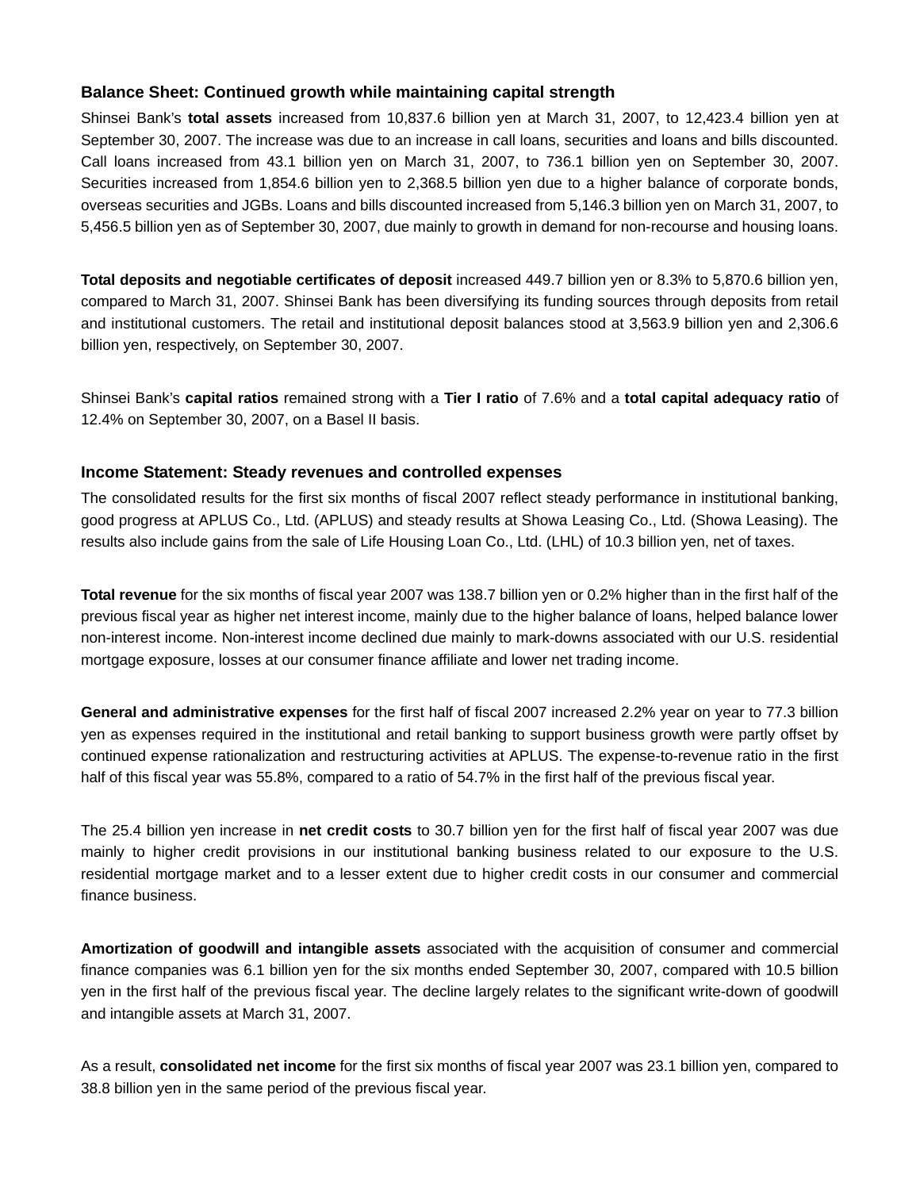### Balance Sheet: Continued growth while maintaining capital strength

Shinsei Bank's **total assets** increased from 10,837.6 billion yen at March 31, 2007, to 12,423.4 billion yen at September 30, 2007. The increase was due to an increase in call loans, securities and loans and bills discounted. Call loans increased from 43.1 billion yen on March 31, 2007, to 736.1 billion yen on September 30, 2007. Securities increased from 1,854.6 billion yen to 2,368.5 billion yen due to a higher balance of corporate bonds, overseas securities and JGBs. Loans and bills discounted increased from 5,146.3 billion yen on March 31, 2007, to 5,456.5 billion yen as of September 30, 2007, due mainly to growth in demand for non-recourse and housing loans.

**Total deposits and negotiable certificates of deposit** increased 449.7 billion yen or 8.3% to 5,870.6 billion yen, compared to March 31, 2007. Shinsei Bank has been diversifying its funding sources through deposits from retail and institutional customers. The retail and institutional deposit balances stood at 3,563.9 billion yen and 2,306.6 billion yen, respectively, on September 30, 2007.

Shinsei Bank's **capital ratios** remained strong with a **Tier I ratio** of 7.6% and a **total capital adequacy ratio** of 12.4% on September 30, 2007, on a Basel II basis.

### Income Statement: Steady revenues and controlled expenses

The consolidated results for the first six months of fiscal 2007 reflect steady performance in institutional banking, good progress at APLUS Co., Ltd. (APLUS) and steady results at Showa Leasing Co., Ltd. (Showa Leasing). The results also include gains from the sale of Life Housing Loan Co., Ltd. (LHL) of 10.3 billion yen, net of taxes.

**Total revenue** for the six months of fiscal year 2007 was 138.7 billion yen or 0.2% higher than in the first half of the previous fiscal year as higher net interest income, mainly due to the higher balance of loans, helped balance lower non-interest income. Non-interest income declined due mainly to mark-downs associated with our U.S. residential mortgage exposure, losses at our consumer finance affiliate and lower net trading income.

**General and administrative expenses** for the first half of fiscal 2007 increased 2.2% year on year to 77.3 billion yen as expenses required in the institutional and retail banking to support business growth were partly offset by continued expense rationalization and restructuring activities at APLUS. The expense-to-revenue ratio in the first half of this fiscal year was 55.8%, compared to a ratio of 54.7% in the first half of the previous fiscal year.

The 25.4 billion yen increase in **net credit costs** to 30.7 billion yen for the first half of fiscal year 2007 was due mainly to higher credit provisions in our institutional banking business related to our exposure to the U.S. residential mortgage market and to a lesser extent due to higher credit costs in our consumer and commercial finance business.

**Amortization of goodwill and intangible assets** associated with the acquisition of consumer and commercial finance companies was 6.1 billion yen for the six months ended September 30, 2007, compared with 10.5 billion yen in the first half of the previous fiscal year. The decline largely relates to the significant write-down of goodwill and intangible assets at March 31, 2007.

As a result, **consolidated net income** for the first six months of fiscal year 2007 was 23.1 billion yen, compared to 38.8 billion yen in the same period of the previous fiscal year.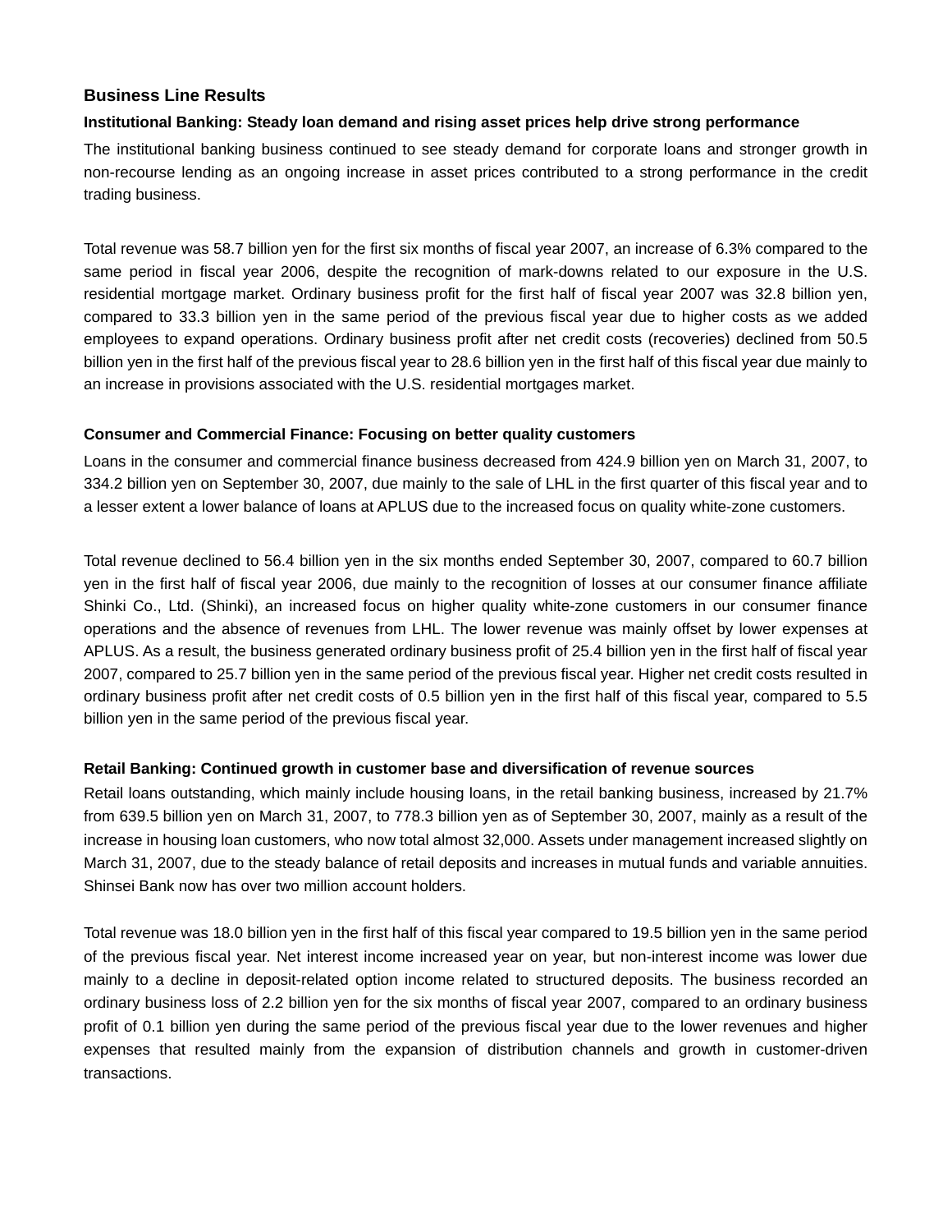## Business Line Results

### Institutional Banking: Steady loan demand and rising asset prices help drive strong performance

The institutional banking business continued to see steady demand for corporate loans and stronger growth in non-recourse lending as an ongoing increase in asset prices contributed to a strong performance in the credit trading business.

Total revenue was 58.7 billion yen for the first six months of fiscal year 2007, an increase of 6.3% compared to the same period in fiscal year 2006, despite the recognition of mark-downs related to our exposure in the U.S. residential mortgage market. Ordinary business profit for the first half of fiscal year 2007 was 32.8 billion yen, compared to 33.3 billion yen in the same period of the previous fiscal year due to higher costs as we added employees to expand operations. Ordinary business profit after net credit costs (recoveries) declined from 50.5 billion yen in the first half of the previous fiscal year to 28.6 billion yen in the first half of this fiscal year due mainly to an increase in provisions associated with the U.S. residential mortgages market.

### Consumer and Commercial Finance: Focusing on better quality customers

Loans in the consumer and commercial finance business decreased from 424.9 billion yen on March 31, 2007, to 334.2 billion yen on September 30, 2007, due mainly to the sale of LHL in the first quarter of this fiscal year and to a lesser extent a lower balance of loans at APLUS due to the increased focus on quality white-zone customers.

Total revenue declined to 56.4 billion yen in the six months ended September 30, 2007, compared to 60.7 billion yen in the first half of fiscal year 2006, due mainly to the recognition of losses at our consumer finance affiliate Shinki Co., Ltd. (Shinki), an increased focus on higher quality white-zone customers in our consumer finance operations and the absence of revenues from LHL. The lower revenue was mainly offset by lower expenses at APLUS. As a result, the business generated ordinary business profit of 25.4 billion yen in the first half of fiscal year 2007, compared to 25.7 billion yen in the same period of the previous fiscal year. Higher net credit costs resulted in ordinary business profit after net credit costs of 0.5 billion yen in the first half of this fiscal year, compared to 5.5 billion yen in the same period of the previous fiscal year.

### Retail Banking: Continued growth in customer base and diversification of revenue sources

Retail loans outstanding, which mainly include housing loans, in the retail banking business, increased by 21.7% from 639.5 billion yen on March 31, 2007, to 778.3 billion yen as of September 30, 2007, mainly as a result of the increase in housing loan customers, who now total almost 32,000. Assets under management increased slightly on March 31, 2007, due to the steady balance of retail deposits and increases in mutual funds and variable annuities. Shinsei Bank now has over two million account holders.

Total revenue was 18.0 billion yen in the first half of this fiscal year compared to 19.5 billion yen in the same period of the previous fiscal year. Net interest income increased year on year, but non-interest income was lower due mainly to a decline in deposit-related option income related to structured deposits. The business recorded an ordinary business loss of 2.2 billion yen for the six months of fiscal year 2007, compared to an ordinary business profit of 0.1 billion yen during the same period of the previous fiscal year due to the lower revenues and higher expenses that resulted mainly from the expansion of distribution channels and growth in customer-driven transactions.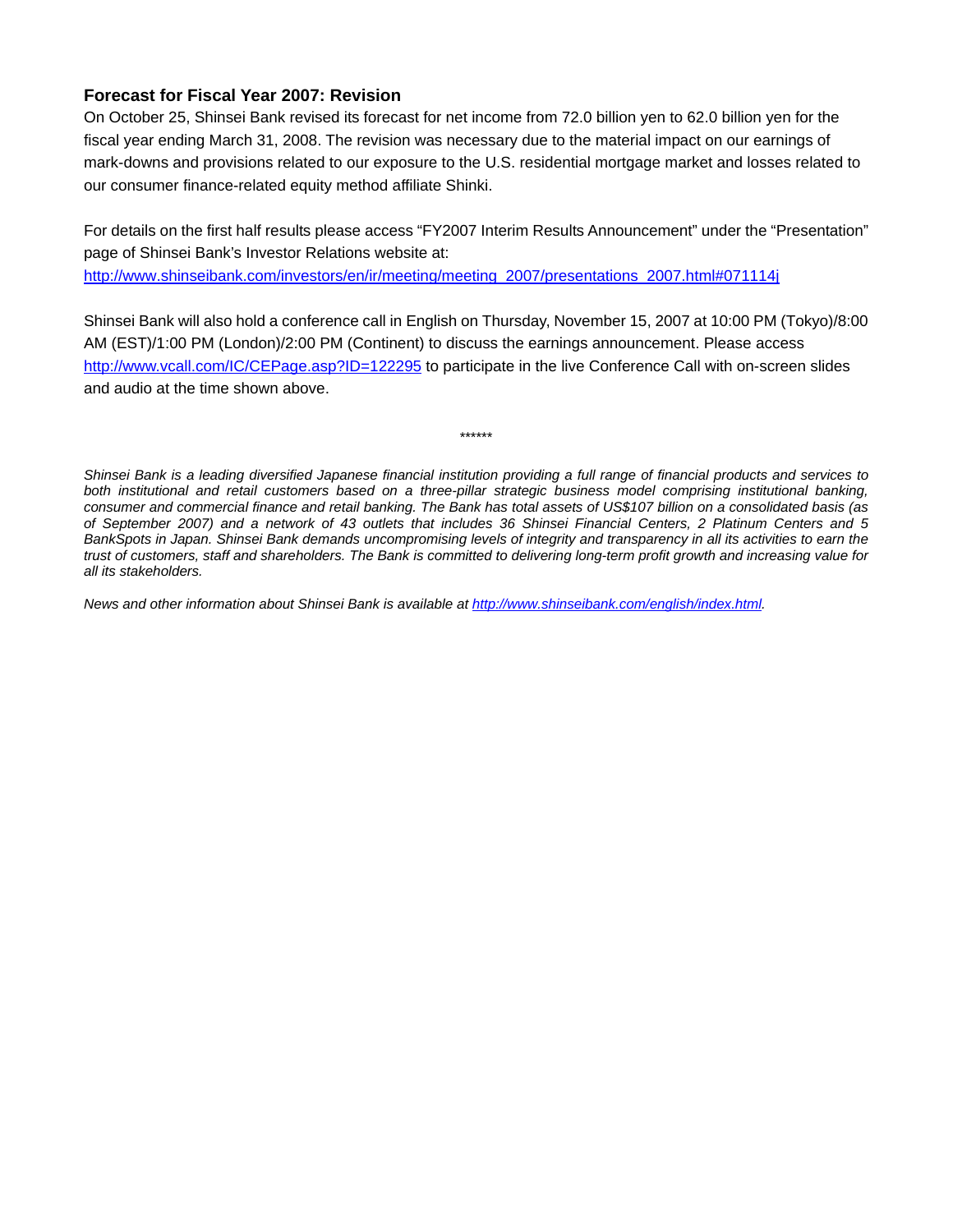### Forecast for Fiscal Year 2007: Revision

On October 25, Shinsei Bank revised its forecast for net income from 72.0 billion yen to 62.0 billion yen for the fiscal year ending March 31, 2008. The revision was necessary due to the material impact on our earnings of mark-downs and provisions related to our exposure to the U.S. residential mortgage market and losses related to our consumer finance-related equity method affiliate Shinki.

For details on the first half results please access “FY2007 Interim Results Announcement” under the “Presentation” page of Shinsei Bank’s Investor Relations website at:
http://www.shinseibank.com/investors/en/ir/meeting/meeting_2007/presentations_2007.html#071114j

Shinsei Bank will also hold a conference call in English on Thursday, November 15, 2007 at 10:00 PM (Tokyo)/8:00 AM (EST)/1:00 PM (London)/2:00 PM (Continent) to discuss the earnings announcement. Please access http://www.vcall.com/IC/CEPage.asp?ID=122295 to participate in the live Conference Call with on-screen slides and audio at the time shown above.

******

*Shinsei Bank is a leading diversified Japanese financial institution providing a full range of financial products and services to both institutional and retail customers based on a three-pillar strategic business model comprising institutional banking, consumer and commercial finance and retail banking. The Bank has total assets of US$107 billion on a consolidated basis (as of September 2007) and a network of 43 outlets that includes 36 Shinsei Financial Centers, 2 Platinum Centers and 5 BankSpots in Japan. Shinsei Bank demands uncompromising levels of integrity and transparency in all its activities to earn the trust of customers, staff and shareholders. The Bank is committed to delivering long-term profit growth and increasing value for all its stakeholders.*

*News and other information about Shinsei Bank is available at http://www.shinseibank.com/english/index.html.*